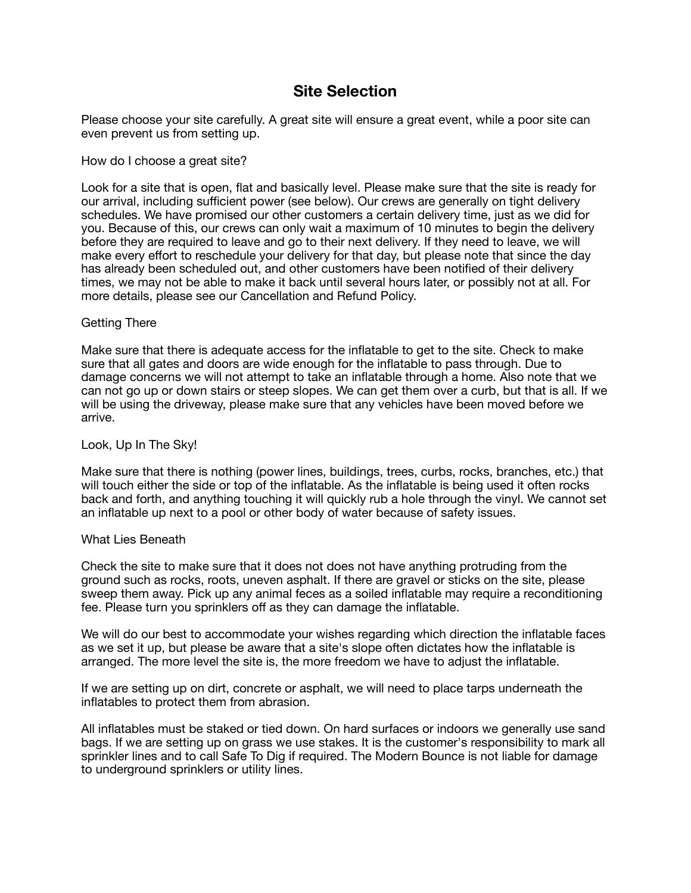# Site Selection

Please choose your site carefully. A great site will ensure a great event, while a poor site can even prevent us from setting up.

How do I choose a great site?

Look for a site that is open, flat and basically level. Please make sure that the site is ready for our arrival, including sufficient power (see below). Our crews are generally on tight delivery schedules. We have promised our other customers a certain delivery time, just as we did for you. Because of this, our crews can only wait a maximum of 10 minutes to begin the delivery before they are required to leave and go to their next delivery. If they need to leave, we will make every effort to reschedule your delivery for that day, but please note that since the day has already been scheduled out, and other customers have been notified of their delivery times, we may not be able to make it back until several hours later, or possibly not at all. For more details, please see our Cancellation and Refund Policy.

Getting There

Make sure that there is adequate access for the inflatable to get to the site. Check to make sure that all gates and doors are wide enough for the inflatable to pass through. Due to damage concerns we will not attempt to take an inflatable through a home. Also note that we can not go up or down stairs or steep slopes. We can get them over a curb, but that is all. If we will be using the driveway, please make sure that any vehicles have been moved before we arrive.

Look, Up In The Sky!

Make sure that there is nothing (power lines, buildings, trees, curbs, rocks, branches, etc.) that will touch either the side or top of the inflatable. As the inflatable is being used it often rocks back and forth, and anything touching it will quickly rub a hole through the vinyl. We cannot set an inflatable up next to a pool or other body of water because of safety issues.

What Lies Beneath

Check the site to make sure that it does not does not have anything protruding from the ground such as rocks, roots, uneven asphalt. If there are gravel or sticks on the site, please sweep them away. Pick up any animal feces as a soiled inflatable may require a reconditioning fee. Please turn you sprinklers off as they can damage the inflatable.

We will do our best to accommodate your wishes regarding which direction the inflatable faces as we set it up, but please be aware that a site's slope often dictates how the inflatable is arranged. The more level the site is, the more freedom we have to adjust the inflatable.

If we are setting up on dirt, concrete or asphalt, we will need to place tarps underneath the inflatables to protect them from abrasion.

All inflatables must be staked or tied down. On hard surfaces or indoors we generally use sand bags. If we are setting up on grass we use stakes. It is the customer's responsibility to mark all sprinkler lines and to call Safe To Dig if required. The Modern Bounce is not liable for damage to underground sprinklers or utility lines.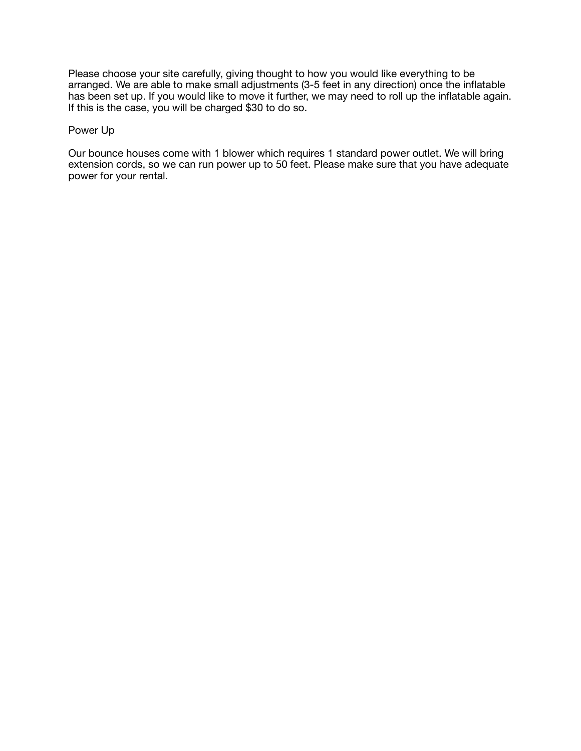Please choose your site carefully, giving thought to how you would like everything to be arranged. We are able to make small adjustments (3-5 feet in any direction) once the inflatable has been set up. If you would like to move it further, we may need to roll up the inflatable again. If this is the case, you will be charged $30 to do so.

## Power Up

Our bounce houses come with 1 blower which requires 1 standard power outlet. We will bring extension cords, so we can run power up to 50 feet. Please make sure that you have adequate power for your rental.